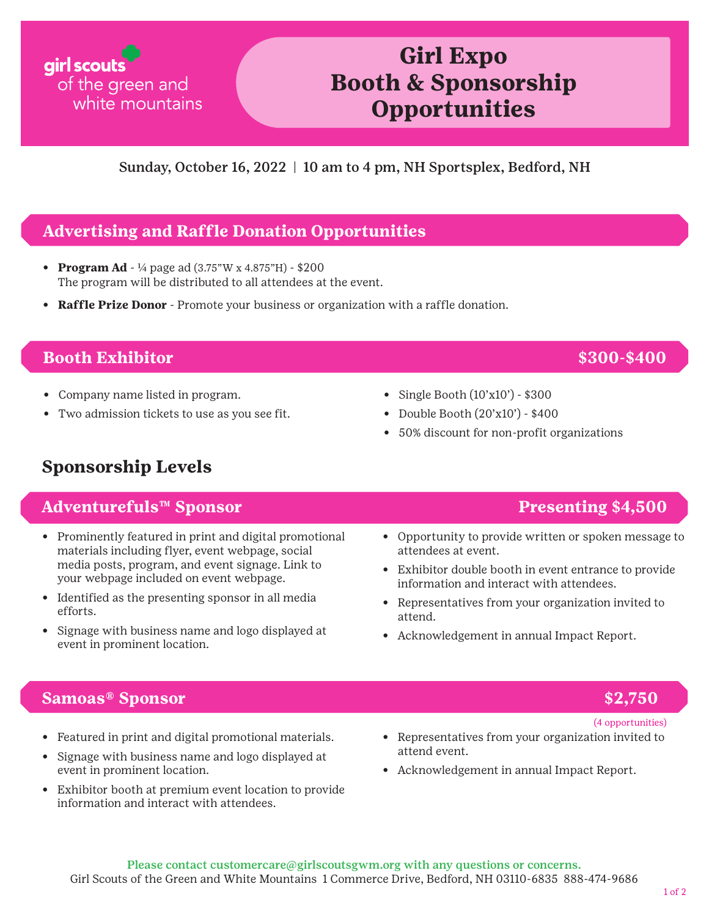girl scouts of the green and white mountains

# Girl Expo Booth & Sponsorship Opportunities

Sunday, October 16, 2022 | 10 am to 4 pm, NH Sportsplex, Bedford, NH

## Advertising and Raffle Donation Opportunities

- **Program Ad** - ¼ page ad (3.75"W x 4.875"H) - $200
  The program will be distributed to all attendees at the event.
- **Raffle Prize Donor** - Promote your business or organization with a raffle donation.

## Booth Exhibitor — $300-$400

- Company name listed in program.
- Two admission tickets to use as you see fit.
- Single Booth (10'x10') - $300
- Double Booth (20'x10') - $400
- 50% discount for non-profit organizations

## Sponsorship Levels

### Adventurefuls™ Sponsor — Presenting $4,500

- Prominently featured in print and digital promotional materials including flyer, event webpage, social media posts, program, and event signage. Link to your webpage included on event webpage.
- Identified as the presenting sponsor in all media efforts.
- Signage with business name and logo displayed at event in prominent location.
- Opportunity to provide written or spoken message to attendees at event.
- Exhibitor double booth in event entrance to provide information and interact with attendees.
- Representatives from your organization invited to attend.
- Acknowledgement in annual Impact Report.

### Samoas® Sponsor — $2,750

(4 opportunities)

- Featured in print and digital promotional materials.
- Signage with business name and logo displayed at event in prominent location.
- Exhibitor booth at premium event location to provide information and interact with attendees.
- Representatives from your organization invited to attend event.
- Acknowledgement in annual Impact Report.

Please contact customercare@girlscoutsgwm.org with any questions or concerns.

Girl Scouts of the Green and White Mountains 1 Commerce Drive, Bedford, NH 03110-6835 888-474-9686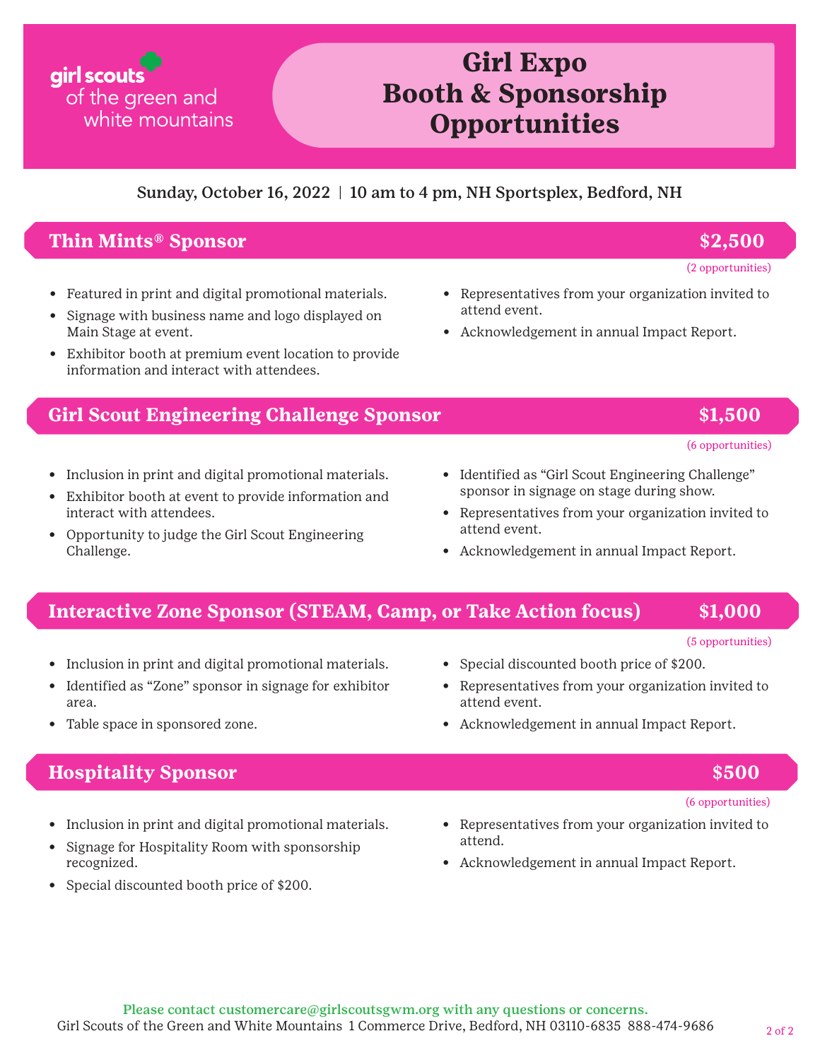girl scouts of the green and white mountains

# Girl Expo Booth & Sponsorship Opportunities

Sunday, October 16, 2022 | 10 am to 4 pm, NH Sportsplex, Bedford, NH

## Thin Mints® Sponsor — $2,500

(2 opportunities)

- Featured in print and digital promotional materials.
- Signage with business name and logo displayed on Main Stage at event.
- Exhibitor booth at premium event location to provide information and interact with attendees.
- Representatives from your organization invited to attend event.
- Acknowledgement in annual Impact Report.

## Girl Scout Engineering Challenge Sponsor — $1,500

(6 opportunities)

- Inclusion in print and digital promotional materials.
- Exhibitor booth at event to provide information and interact with attendees.
- Opportunity to judge the Girl Scout Engineering Challenge.
- Identified as "Girl Scout Engineering Challenge" sponsor in signage on stage during show.
- Representatives from your organization invited to attend event.
- Acknowledgement in annual Impact Report.

## Interactive Zone Sponsor (STEAM, Camp, or Take Action focus) — $1,000

(5 opportunities)

- Inclusion in print and digital promotional materials.
- Identified as "Zone" sponsor in signage for exhibitor area.
- Table space in sponsored zone.
- Special discounted booth price of $200.
- Representatives from your organization invited to attend event.
- Acknowledgement in annual Impact Report.

## Hospitality Sponsor — $500

(6 opportunities)

- Inclusion in print and digital promotional materials.
- Signage for Hospitality Room with sponsorship recognized.
- Special discounted booth price of $200.
- Representatives from your organization invited to attend.
- Acknowledgement in annual Impact Report.

**Please contact customercare@girlscoutsgwm.org with any questions or concerns.**

Girl Scouts of the Green and White Mountains 1 Commerce Drive, Bedford, NH 03110-6835 888-474-9686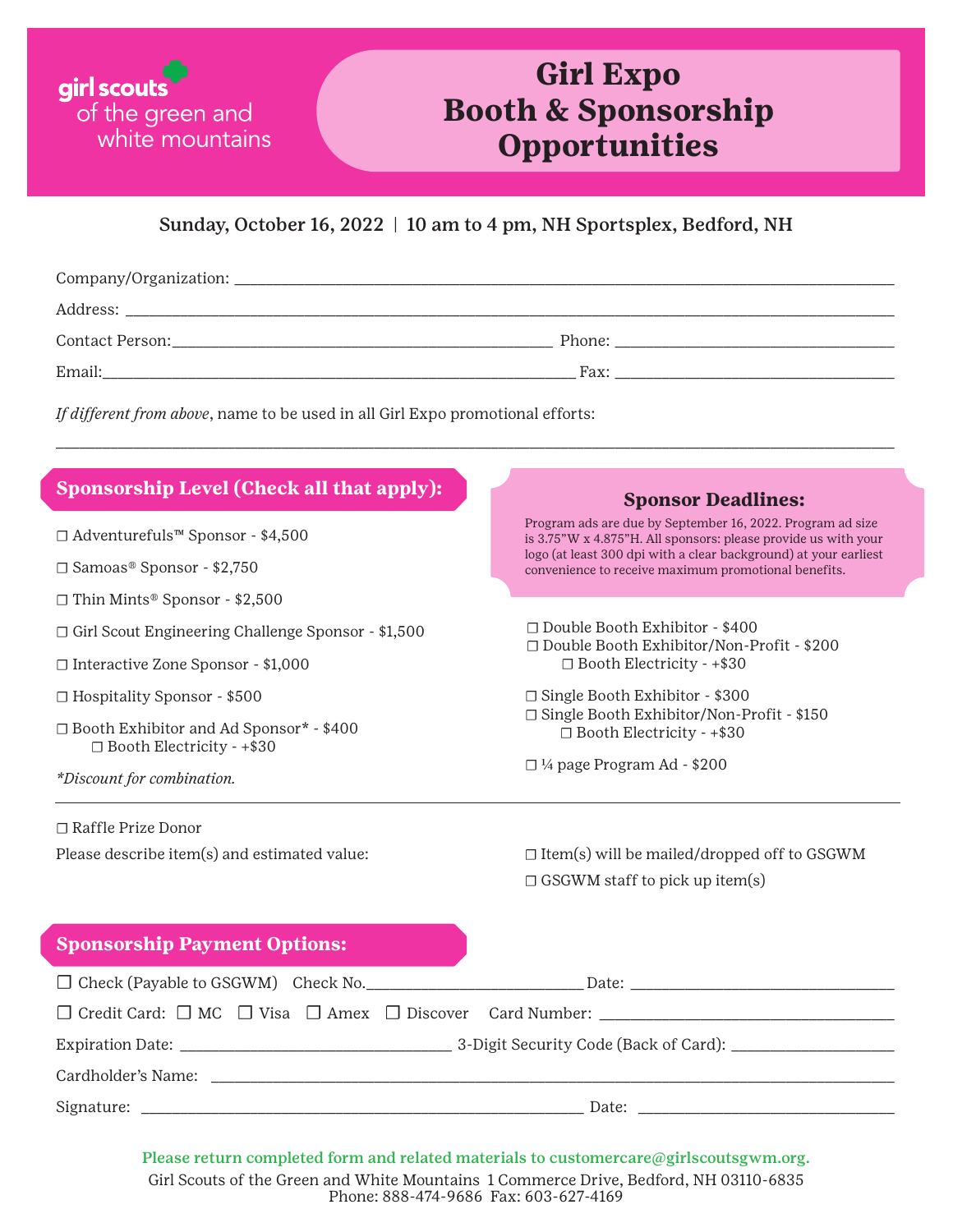girl scouts of the green and white mountains

# Girl Expo Booth & Sponsorship Opportunities

Sunday, October 16, 2022 | 10 am to 4 pm, NH Sportsplex, Bedford, NH

Company/Organization: ______________________________________________

Address: ______________________________________________

Contact Person: ______________________________ Phone: ______________________

Email: ______________________________ Fax: ______________________

*If different from above*, name to be used in all Girl Expo promotional efforts:

______________________________________________

## Sponsorship Level (Check all that apply):

☐ Adventurefuls™ Sponsor - $4,500

☐ Samoas® Sponsor - $2,750

☐ Thin Mints® Sponsor - $2,500

☐ Girl Scout Engineering Challenge Sponsor - $1,500

☐ Interactive Zone Sponsor - $1,000

☐ Hospitality Sponsor - $500

☐ Booth Exhibitor and Ad Sponsor* - $400
- ☐ Booth Electricity - +$30

*\*Discount for combination.*

### Sponsor Deadlines:

Program ads are due by September 16, 2022. Program ad size is 3.75"W x 4.875"H. All sponsors: please provide us with your logo (at least 300 dpi with a clear background) at your earliest convenience to receive maximum promotional benefits.

☐ Double Booth Exhibitor - $400
☐ Double Booth Exhibitor/Non-Profit - $200
- ☐ Booth Electricity - +$30

☐ Single Booth Exhibitor - $300
☐ Single Booth Exhibitor/Non-Profit - $150
- ☐ Booth Electricity - +$30

☐ ¼ page Program Ad - $200

---

☐ Raffle Prize Donor

Please describe item(s) and estimated value:

☐ Item(s) will be mailed/dropped off to GSGWM

☐ GSGWM staff to pick up item(s)

## Sponsorship Payment Options:

☐ Check (Payable to GSGWM) Check No.______________________ Date: ______________________

☐ Credit Card: ☐ MC ☐ Visa ☐ Amex ☐ Discover Card Number: ______________________

Expiration Date: ______________________ 3-Digit Security Code (Back of Card): ______________

Cardholder's Name: ______________________________________________

Signature: ______________________________ Date: ______________________

**Please return completed form and related materials to customercare@girlscoutsgwm.org.**

Girl Scouts of the Green and White Mountains 1 Commerce Drive, Bedford, NH 03110-6835
Phone: 888-474-9686 Fax: 603-627-4169